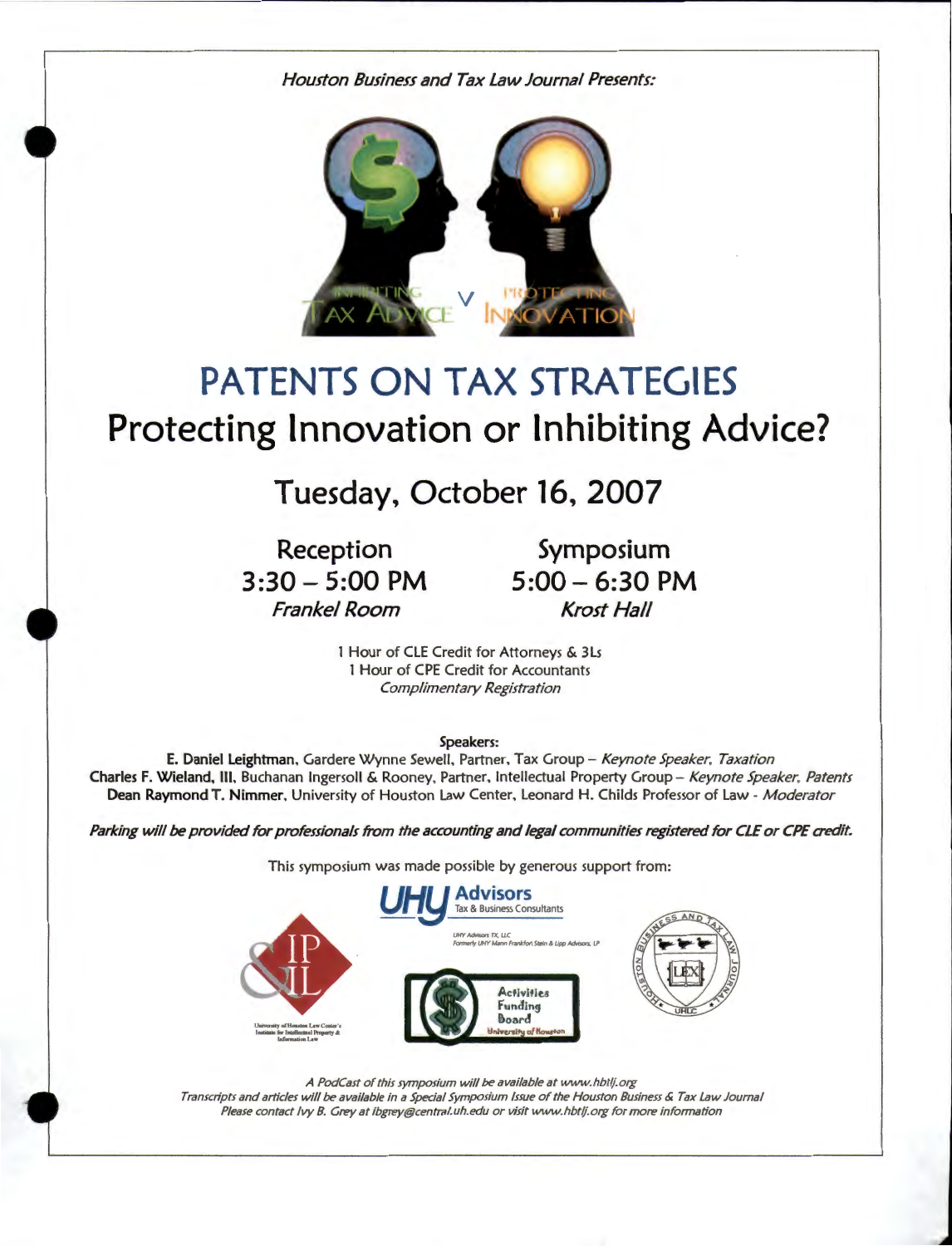*Houston Business and Tax Law Journal Presents:*

# PATENTS ON TAX STRATEGIES

## Protecting Innovation or Inhibiting Advice?

## Tuesday, October 16, 2007

**Reception**
**3:30 – 5:00 PM**
*Frankel Room*

**Symposium**
**5:00 – 6:30 PM**
*Krost Hall*

1 Hour of CLE Credit for Attorneys & 3Ls
1 Hour of CPE Credit for Accountants
*Complimentary Registration*

**Speakers:**

**E. Daniel Leightman**, Gardere Wynne Sewell, Partner, Tax Group – *Keynote Speaker, Taxation*
**Charles F. Wieland, III**, Buchanan Ingersoll & Rooney, Partner, Intellectual Property Group – *Keynote Speaker, Patents*
**Dean Raymond T. Nimmer**, University of Houston Law Center, Leonard H. Childs Professor of Law - *Moderator*

***Parking will be provided for professionals from the accounting and legal communities registered for CLE or CPE credit.***

This symposium was made possible by generous support from:

UHY Advisors Tax & Business Consultants
UHY Advisors TX, LLC
Formerly UHY Mann Frankfort Stein & Lipp Advisors, LP

University of Houston Law Center's Institute for Intellectual Property & Information Law

Activities Funding Board University of Houston

Houston Business and Tax Law Journal UHLC

*A PodCast of this symposium will be available at www.hbtlj.org*
*Transcripts and articles will be available in a Special Symposium Issue of the Houston Business & Tax Law Journal*
*Please contact Ivy B. Grey at ibgrey@central.uh.edu or visit www.hbtlj.org for more information*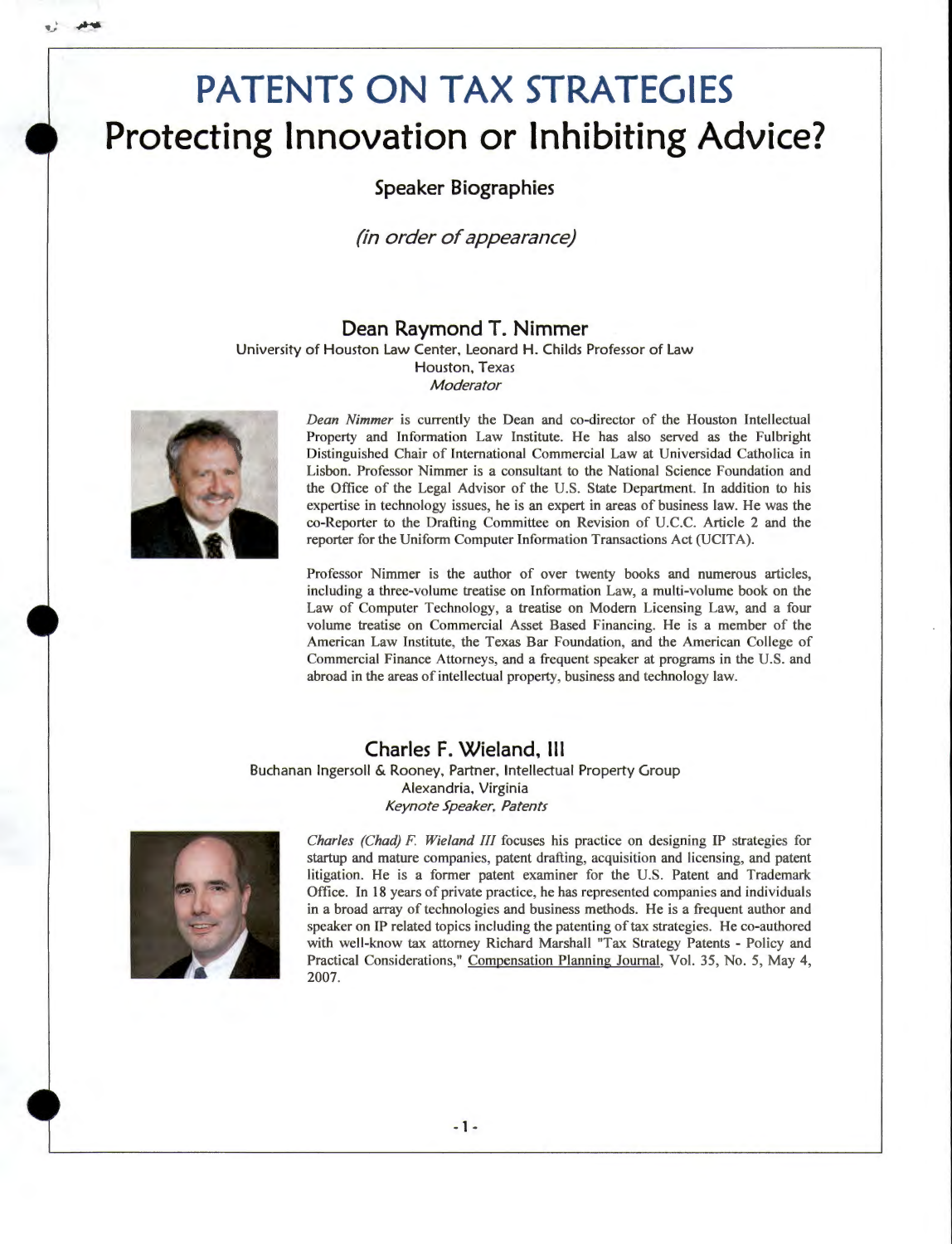# PATENTS ON TAX STRATEGIES

# Protecting Innovation or Inhibiting Advice?

### Speaker Biographies

*(in order of appearance)*

## Dean Raymond T. Nimmer

University of Houston Law Center, Leonard H. Childs Professor of Law
Houston, Texas
*Moderator*

*Dean Nimmer* is currently the Dean and co-director of the Houston Intellectual Property and Information Law Institute. He has also served as the Fulbright Distinguished Chair of International Commercial Law at Universidad Catholica in Lisbon. Professor Nimmer is a consultant to the National Science Foundation and the Office of the Legal Advisor of the U.S. State Department. In addition to his expertise in technology issues, he is an expert in areas of business law. He was the co-Reporter to the Drafting Committee on Revision of U.C.C. Article 2 and the reporter for the Uniform Computer Information Transactions Act (UCITA).

Professor Nimmer is the author of over twenty books and numerous articles, including a three-volume treatise on Information Law, a multi-volume book on the Law of Computer Technology, a treatise on Modern Licensing Law, and a four volume treatise on Commercial Asset Based Financing. He is a member of the American Law Institute, the Texas Bar Foundation, and the American College of Commercial Finance Attorneys, and a frequent speaker at programs in the U.S. and abroad in the areas of intellectual property, business and technology law.

## Charles F. Wieland, III

Buchanan Ingersoll & Rooney, Partner, Intellectual Property Group
Alexandria, Virginia
*Keynote Speaker, Patents*

*Charles (Chad) F. Wieland III* focuses his practice on designing IP strategies for startup and mature companies, patent drafting, acquisition and licensing, and patent litigation. He is a former patent examiner for the U.S. Patent and Trademark Office. In 18 years of private practice, he has represented companies and individuals in a broad array of technologies and business methods. He is a frequent author and speaker on IP related topics including the patenting of tax strategies. He co-authored with well-know tax attorney Richard Marshall "Tax Strategy Patents - Policy and Practical Considerations," Compensation Planning Journal, Vol. 35, No. 5, May 4, 2007.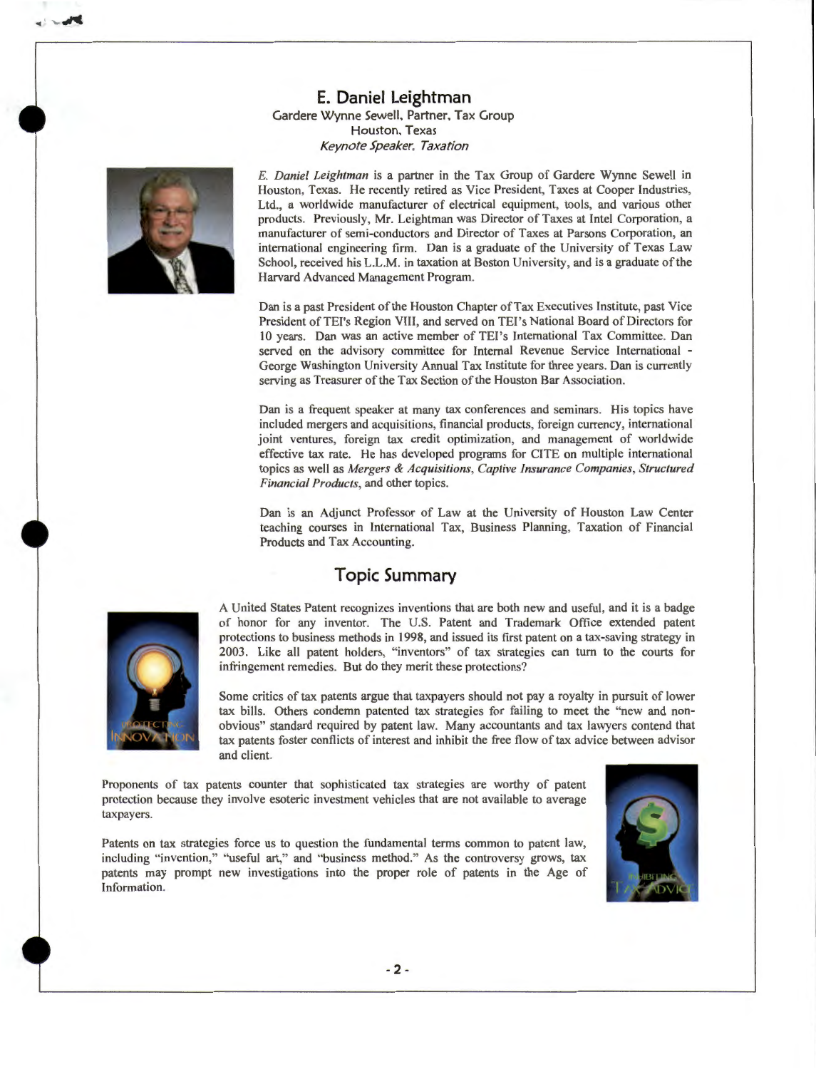## E. Daniel Leightman

Gardere Wynne Sewell, Partner, Tax Group
Houston, Texas
*Keynote Speaker, Taxation*

*E. Daniel Leightman* is a partner in the Tax Group of Gardere Wynne Sewell in Houston, Texas. He recently retired as Vice President, Taxes at Cooper Industries, Ltd., a worldwide manufacturer of electrical equipment, tools, and various other products. Previously, Mr. Leightman was Director of Taxes at Intel Corporation, a manufacturer of semi-conductors and Director of Taxes at Parsons Corporation, an international engineering firm. Dan is a graduate of the University of Texas Law School, received his L.L.M. in taxation at Boston University, and is a graduate of the Harvard Advanced Management Program.

Dan is a past President of the Houston Chapter of Tax Executives Institute, past Vice President of TEI's Region VIII, and served on TEI's National Board of Directors for 10 years. Dan was an active member of TEI's International Tax Committee. Dan served on the advisory committee for Internal Revenue Service International - George Washington University Annual Tax Institute for three years. Dan is currently serving as Treasurer of the Tax Section of the Houston Bar Association.

Dan is a frequent speaker at many tax conferences and seminars. His topics have included mergers and acquisitions, financial products, foreign currency, international joint ventures, foreign tax credit optimization, and management of worldwide effective tax rate. He has developed programs for CITE on multiple international topics as well as *Mergers & Acquisitions*, *Captive Insurance Companies*, *Structured Financial Products*, and other topics.

Dan is an Adjunct Professor of Law at the University of Houston Law Center teaching courses in International Tax, Business Planning, Taxation of Financial Products and Tax Accounting.

## Topic Summary

A United States Patent recognizes inventions that are both new and useful, and it is a badge of honor for any inventor. The U.S. Patent and Trademark Office extended patent protections to business methods in 1998, and issued its first patent on a tax-saving strategy in 2003. Like all patent holders, "inventors" of tax strategies can turn to the courts for infringement remedies. But do they merit these protections?

Some critics of tax patents argue that taxpayers should not pay a royalty in pursuit of lower tax bills. Others condemn patented tax strategies for failing to meet the "new and non-obvious" standard required by patent law. Many accountants and tax lawyers contend that tax patents foster conflicts of interest and inhibit the free flow of tax advice between advisor and client.

Proponents of tax patents counter that sophisticated tax strategies are worthy of patent protection because they involve esoteric investment vehicles that are not available to average taxpayers.

Patents on tax strategies force us to question the fundamental terms common to patent law, including "invention," "useful art," and "business method." As the controversy grows, tax patents may prompt new investigations into the proper role of patents in the Age of Information.